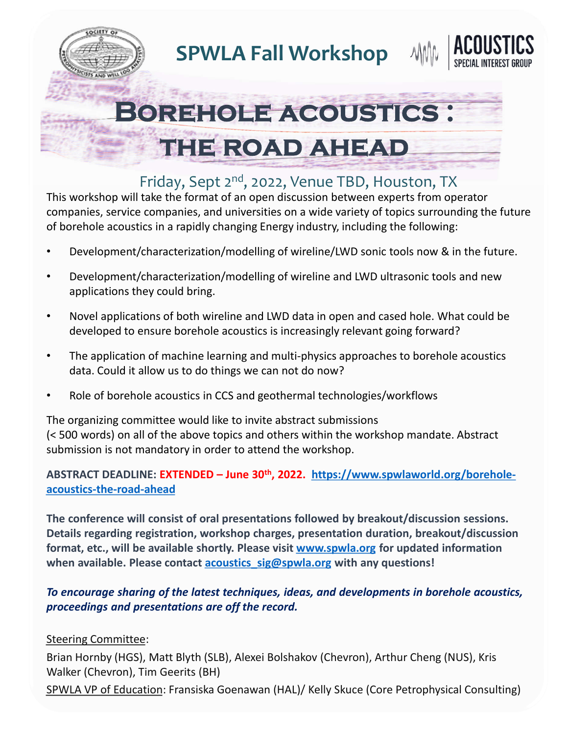# SPWLA Fall Workshop

ACOUSTICS SPECIAL INTEREST GROUP

# Borehole acoustics : the road ahead

## Friday, Sept 2nd, 2022, Venue TBD, Houston, TX

This workshop will take the format of an open discussion between experts from operator companies, service companies, and universities on a wide variety of topics surrounding the future of borehole acoustics in a rapidly changing Energy industry, including the following:

- Development/characterization/modelling of wireline/LWD sonic tools now & in the future.
- Development/characterization/modelling of wireline and LWD ultrasonic tools and new applications they could bring.
- Novel applications of both wireline and LWD data in open and cased hole. What could be developed to ensure borehole acoustics is increasingly relevant going forward?
- The application of machine learning and multi-physics approaches to borehole acoustics data. Could it allow us to do things we can not do now?
- Role of borehole acoustics in CCS and geothermal technologies/workflows

The organizing committee would like to invite abstract submissions (< 500 words) on all of the above topics and others within the workshop mandate. Abstract submission is not mandatory in order to attend the workshop.

**ABSTRACT DEADLINE: EXTENDED – June 30th, 2022. https://www.spwlaworld.org/borehole-acoustics-the-road-ahead**

**The conference will consist of oral presentations followed by breakout/discussion sessions. Details regarding registration, workshop charges, presentation duration, breakout/discussion format, etc., will be available shortly. Please visit www.spwla.org for updated information when available. Please contact acoustics_sig@spwla.org with any questions!**

***To encourage sharing of the latest techniques, ideas, and developments in borehole acoustics, proceedings and presentations are off the record.***

Steering Committee:

Brian Hornby (HGS), Matt Blyth (SLB), Alexei Bolshakov (Chevron), Arthur Cheng (NUS), Kris Walker (Chevron), Tim Geerits (BH)

SPWLA VP of Education: Fransiska Goenawan (HAL)/ Kelly Skuce (Core Petrophysical Consulting)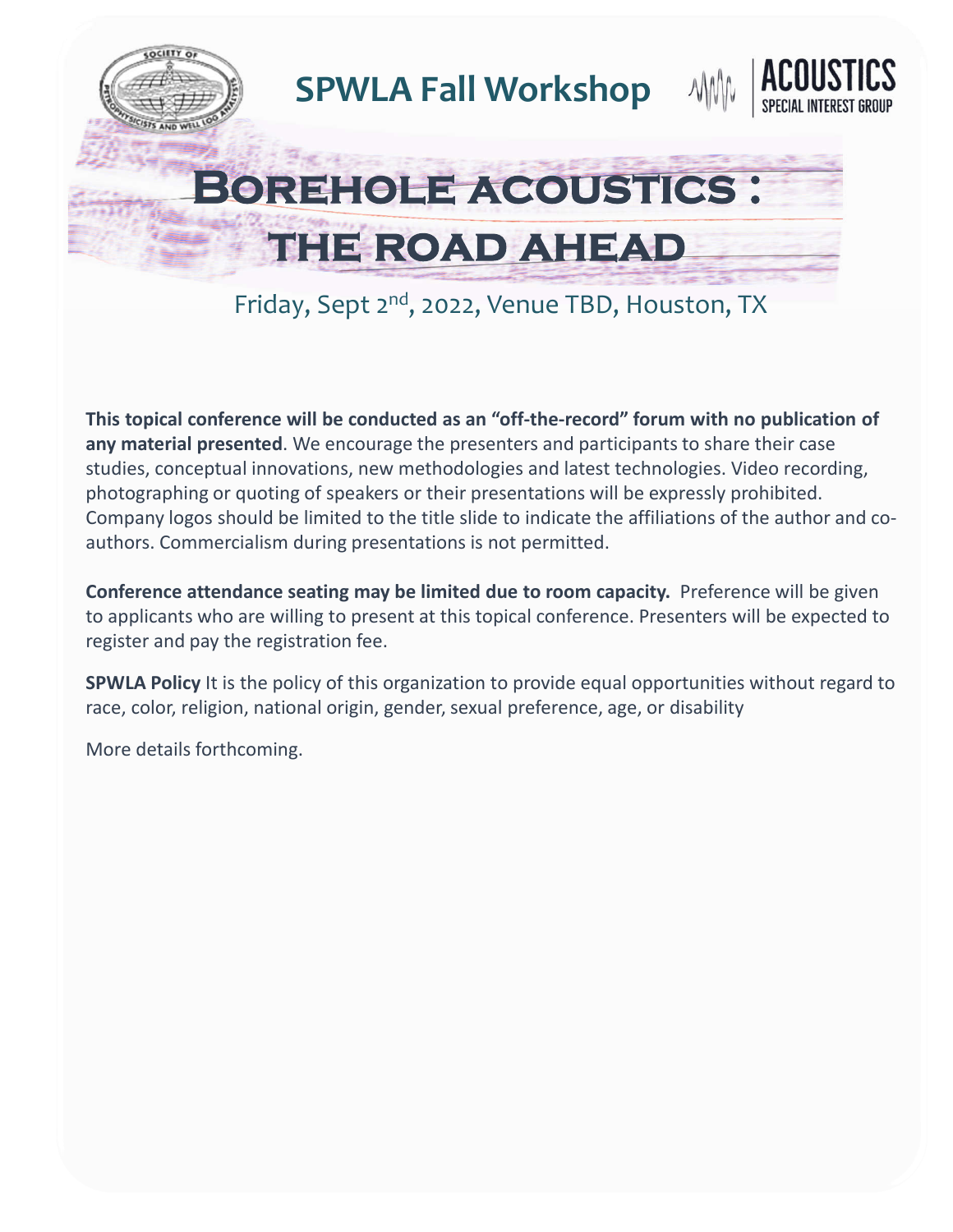## SPWLA Fall Workshop

ACOUSTICS
SPECIAL INTEREST GROUP

# Borehole acoustics : the road ahead

Friday, Sept 2nd, 2022, Venue TBD, Houston, TX

**This topical conference will be conducted as an "off-the-record" forum with no publication of any material presented**. We encourage the presenters and participants to share their case studies, conceptual innovations, new methodologies and latest technologies. Video recording, photographing or quoting of speakers or their presentations will be expressly prohibited. Company logos should be limited to the title slide to indicate the affiliations of the author and co-authors. Commercialism during presentations is not permitted.

**Conference attendance seating may be limited due to room capacity.** Preference will be given to applicants who are willing to present at this topical conference. Presenters will be expected to register and pay the registration fee.

**SPWLA Policy** It is the policy of this organization to provide equal opportunities without regard to race, color, religion, national origin, gender, sexual preference, age, or disability

More details forthcoming.